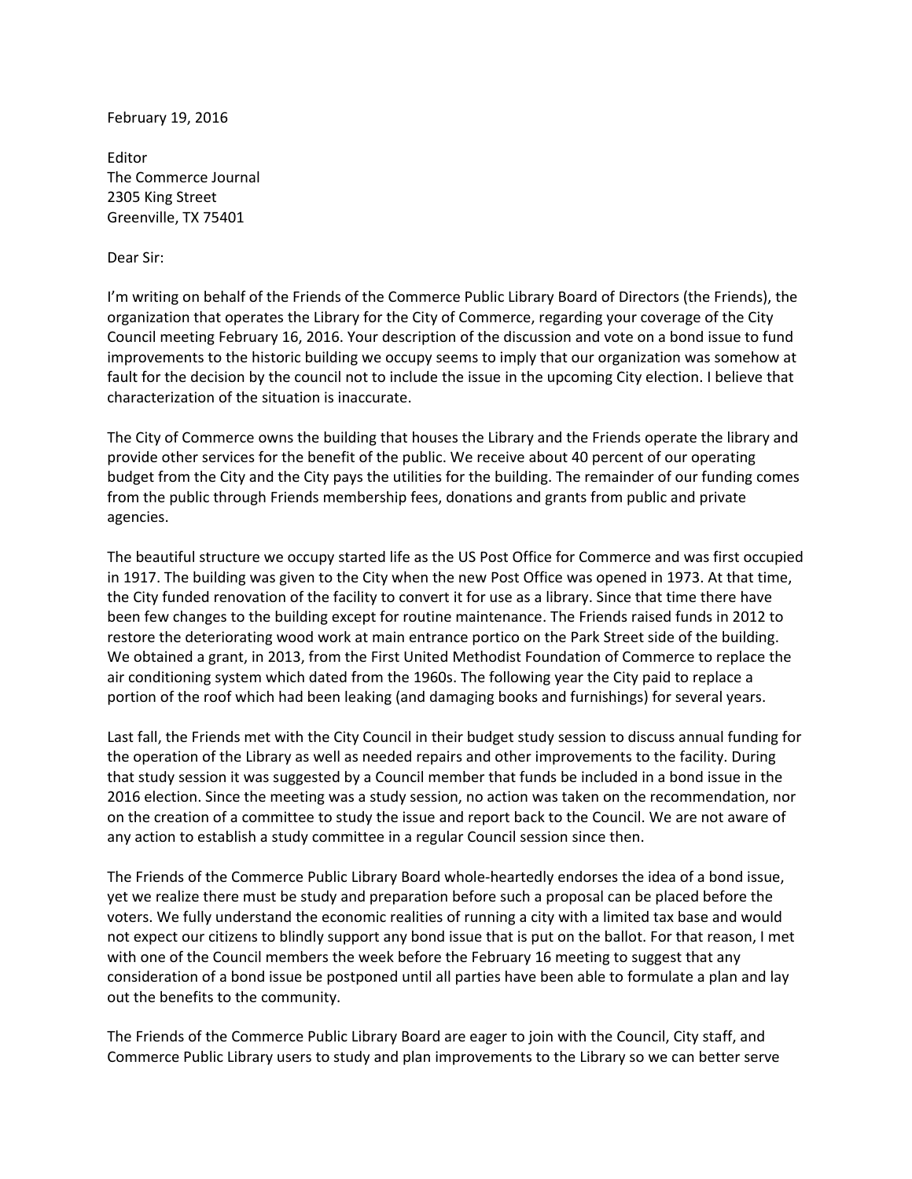February 19, 2016

Editor  
The Commerce Journal  
2305 King Street  
Greenville, TX 75401

Dear Sir:

I'm writing on behalf of the Friends of the Commerce Public Library Board of Directors (the Friends), the organization that operates the Library for the City of Commerce, regarding your coverage of the City Council meeting February 16, 2016. Your description of the discussion and vote on a bond issue to fund improvements to the historic building we occupy seems to imply that our organization was somehow at fault for the decision by the council not to include the issue in the upcoming City election. I believe that characterization of the situation is inaccurate.

The City of Commerce owns the building that houses the Library and the Friends operate the library and provide other services for the benefit of the public. We receive about 40 percent of our operating budget from the City and the City pays the utilities for the building. The remainder of our funding comes from the public through Friends membership fees, donations and grants from public and private agencies.

The beautiful structure we occupy started life as the US Post Office for Commerce and was first occupied in 1917. The building was given to the City when the new Post Office was opened in 1973. At that time, the City funded renovation of the facility to convert it for use as a library. Since that time there have been few changes to the building except for routine maintenance. The Friends raised funds in 2012 to restore the deteriorating wood work at main entrance portico on the Park Street side of the building. We obtained a grant, in 2013, from the First United Methodist Foundation of Commerce to replace the air conditioning system which dated from the 1960s. The following year the City paid to replace a portion of the roof which had been leaking (and damaging books and furnishings) for several years.

Last fall, the Friends met with the City Council in their budget study session to discuss annual funding for the operation of the Library as well as needed repairs and other improvements to the facility. During that study session it was suggested by a Council member that funds be included in a bond issue in the 2016 election. Since the meeting was a study session, no action was taken on the recommendation, nor on the creation of a committee to study the issue and report back to the Council. We are not aware of any action to establish a study committee in a regular Council session since then.

The Friends of the Commerce Public Library Board whole-heartedly endorses the idea of a bond issue, yet we realize there must be study and preparation before such a proposal can be placed before the voters. We fully understand the economic realities of running a city with a limited tax base and would not expect our citizens to blindly support any bond issue that is put on the ballot. For that reason, I met with one of the Council members the week before the February 16 meeting to suggest that any consideration of a bond issue be postponed until all parties have been able to formulate a plan and lay out the benefits to the community.

The Friends of the Commerce Public Library Board are eager to join with the Council, City staff, and Commerce Public Library users to study and plan improvements to the Library so we can better serve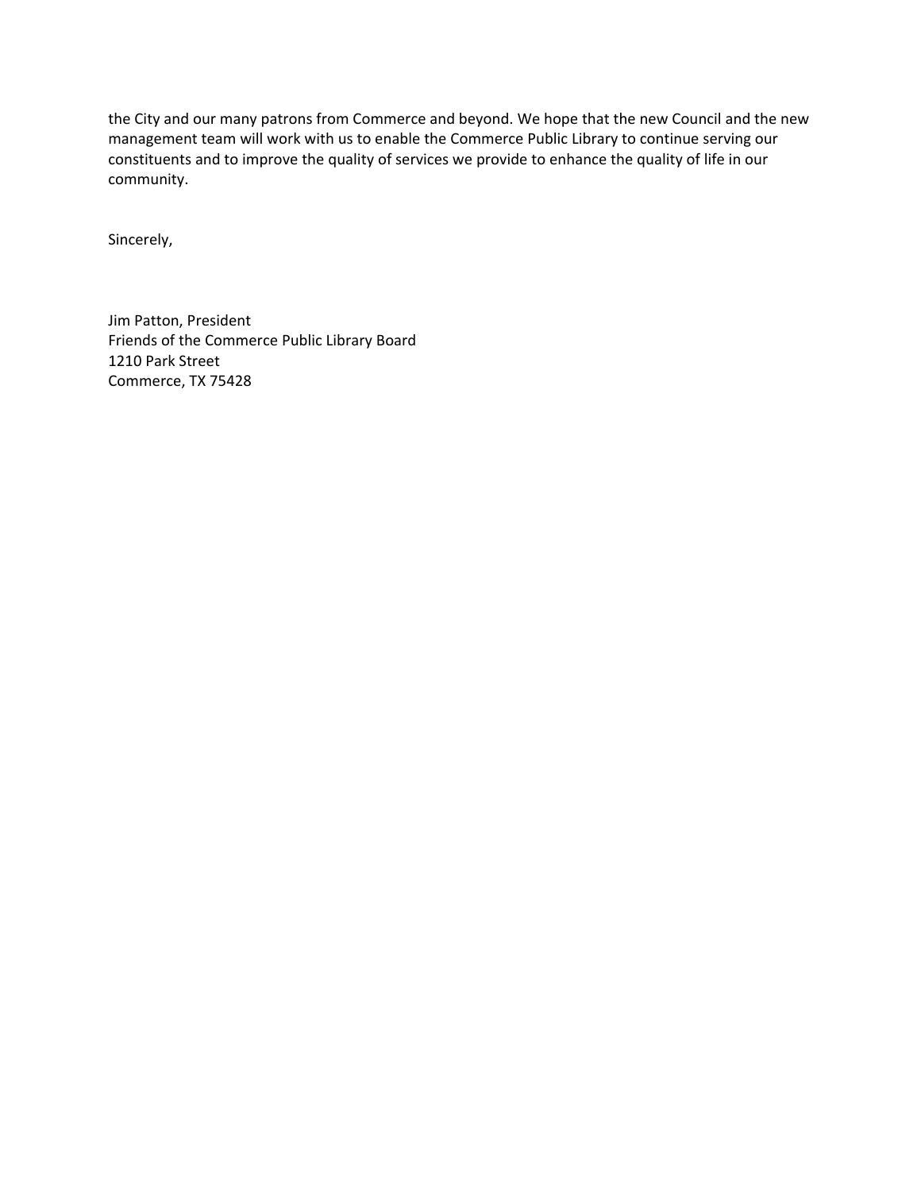the City and our many patrons from Commerce and beyond. We hope that the new Council and the new management team will work with us to enable the Commerce Public Library to continue serving our constituents and to improve the quality of services we provide to enhance the quality of life in our community.

Sincerely,

Jim Patton, President
Friends of the Commerce Public Library Board
1210 Park Street
Commerce, TX 75428